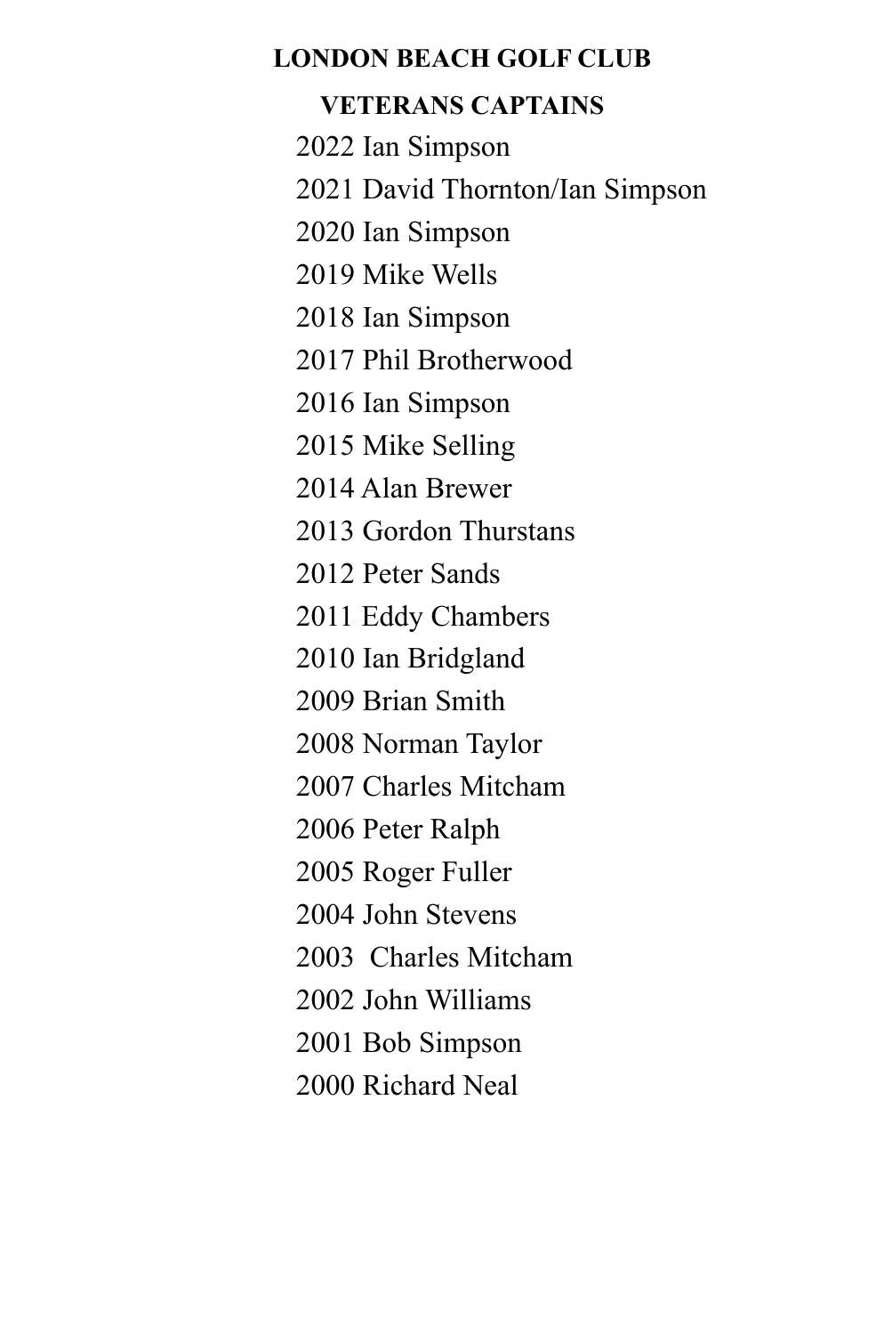# LONDON BEACH GOLF CLUB

## VETERANS CAPTAINS

2022 Ian Simpson

2021 David Thornton/Ian Simpson

2020 Ian Simpson

2019 Mike Wells

2018 Ian Simpson

2017 Phil Brotherwood

2016 Ian Simpson

2015 Mike Selling

2014 Alan Brewer

2013 Gordon Thurstans

2012 Peter Sands

2011 Eddy Chambers

2010 Ian Bridgland

2009 Brian Smith

2008 Norman Taylor

2007 Charles Mitcham

2006 Peter Ralph

2005 Roger Fuller

2004 John Stevens

2003 Charles Mitcham

2002 John Williams

2001 Bob Simpson

2000 Richard Neal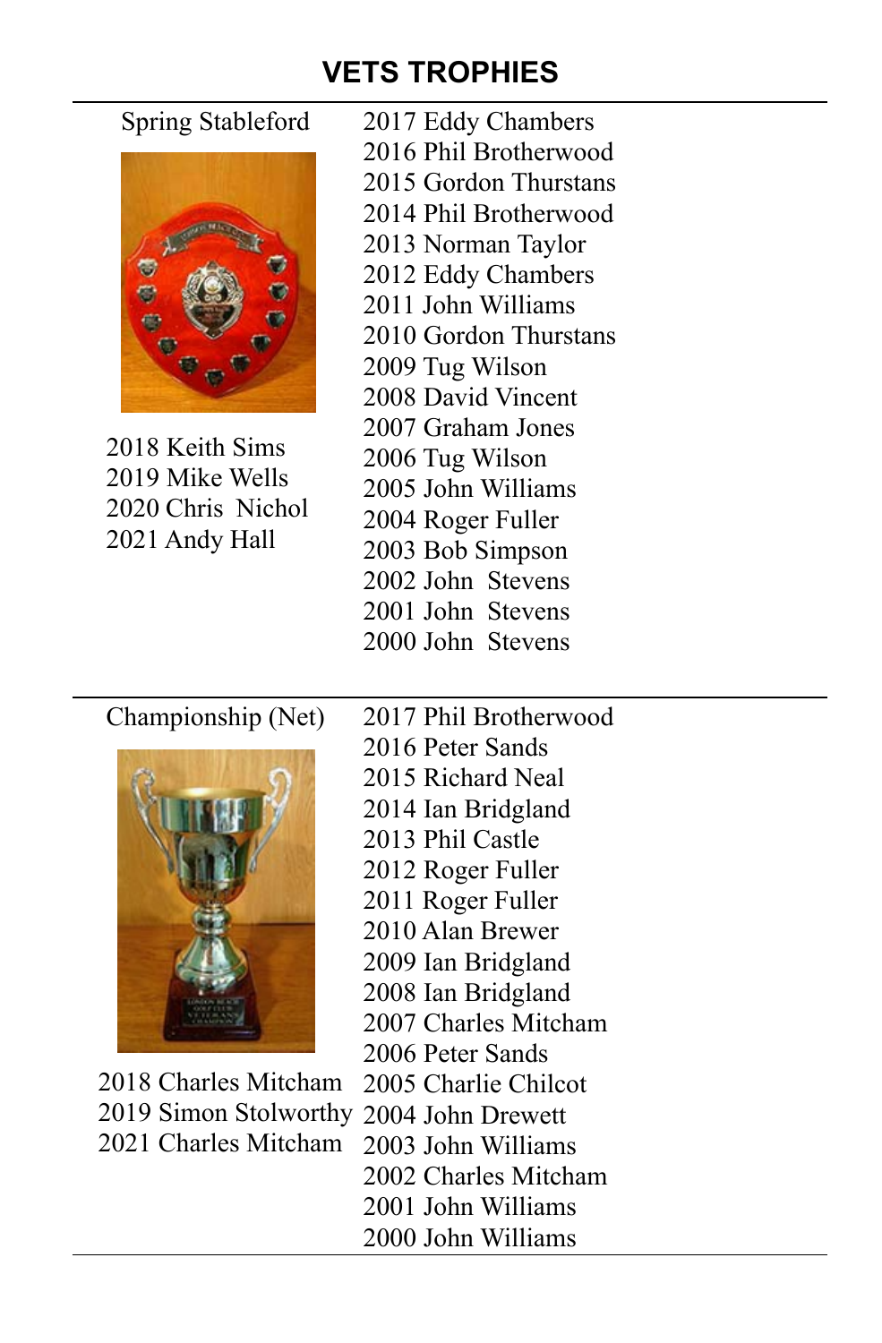# VETS TROPHIES

## Spring Stableford

2018 Keith Sims
2019 Mike Wells
2020 Chris Nichol
2021 Andy Hall

2017 Eddy Chambers
2016 Phil Brotherwood
2015 Gordon Thurstans
2014 Phil Brotherwood
2013 Norman Taylor
2012 Eddy Chambers
2011 John Williams
2010 Gordon Thurstans
2009 Tug Wilson
2008 David Vincent
2007 Graham Jones
2006 Tug Wilson
2005 John Williams
2004 Roger Fuller
2003 Bob Simpson
2002 John Stevens
2001 John Stevens
2000 John Stevens

## Championship (Net)

2018 Charles Mitcham
2019 Simon Stolworthy
2021 Charles Mitcham

2017 Phil Brotherwood
2016 Peter Sands
2015 Richard Neal
2014 Ian Bridgland
2013 Phil Castle
2012 Roger Fuller
2011 Roger Fuller
2010 Alan Brewer
2009 Ian Bridgland
2008 Ian Bridgland
2007 Charles Mitcham
2006 Peter Sands
2005 Charlie Chilcot
2004 John Drewett
2003 John Williams
2002 Charles Mitcham
2001 John Williams
2000 John Williams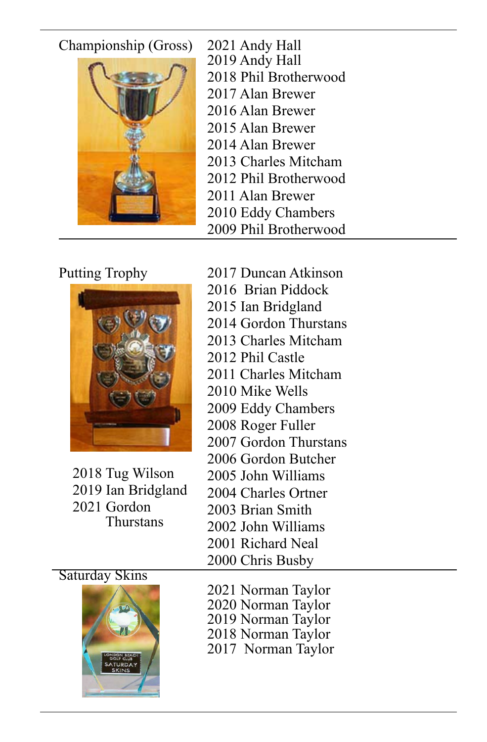Championship (Gross)

2021 Andy Hall
2019 Andy Hall
2018 Phil Brotherwood
2017 Alan Brewer
2016 Alan Brewer
2015 Alan Brewer
2014 Alan Brewer
2013 Charles Mitcham
2012 Phil Brotherwood
2011 Alan Brewer
2010 Eddy Chambers
2009 Phil Brotherwood

---

Putting Trophy

2018 Tug Wilson
2019 Ian Bridgland
2021 Gordon Thurstans

2017 Duncan Atkinson
2016 Brian Piddock
2015 Ian Bridgland
2014 Gordon Thurstans
2013 Charles Mitcham
2012 Phil Castle
2011 Charles Mitcham
2010 Mike Wells
2009 Eddy Chambers
2008 Roger Fuller
2007 Gordon Thurstans
2006 Gordon Butcher
2005 John Williams
2004 Charles Ortner
2003 Brian Smith
2002 John Williams
2001 Richard Neal
2000 Chris Busby

---

Saturday Skins

2021 Norman Taylor
2020 Norman Taylor
2019 Norman Taylor
2018 Norman Taylor
2017 Norman Taylor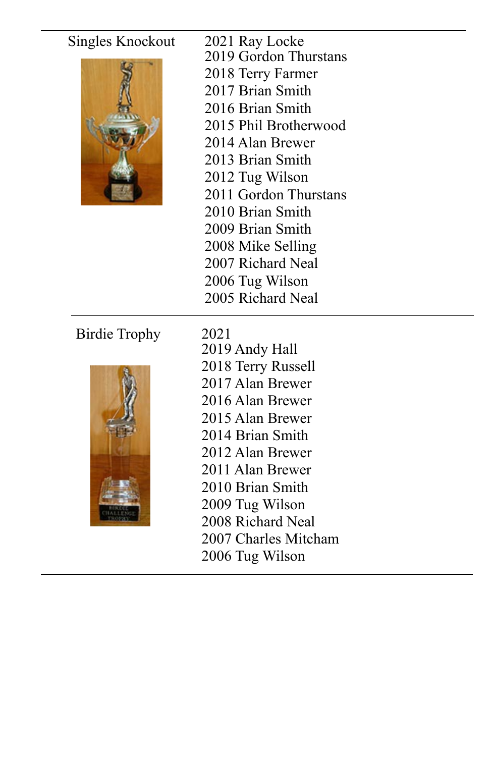| Trophy | Winners |
|---|---|
| Singles Knockout | 2021 Ray Locke<br>2019 Gordon Thurstans<br>2018 Terry Farmer<br>2017 Brian Smith<br>2016 Brian Smith<br>2015 Phil Brotherwood<br>2014 Alan Brewer<br>2013 Brian Smith<br>2012 Tug Wilson<br>2011 Gordon Thurstans<br>2010 Brian Smith<br>2009 Brian Smith<br>2008 Mike Selling<br>2007 Richard Neal<br>2006 Tug Wilson<br>2005 Richard Neal |
| Birdie Trophy | 2021<br>2019 Andy Hall<br>2018 Terry Russell<br>2017 Alan Brewer<br>2016 Alan Brewer<br>2015 Alan Brewer<br>2014 Brian Smith<br>2012 Alan Brewer<br>2011 Alan Brewer<br>2010 Brian Smith<br>2009 Tug Wilson<br>2008 Richard Neal<br>2007 Charles Mitcham<br>2006 Tug Wilson |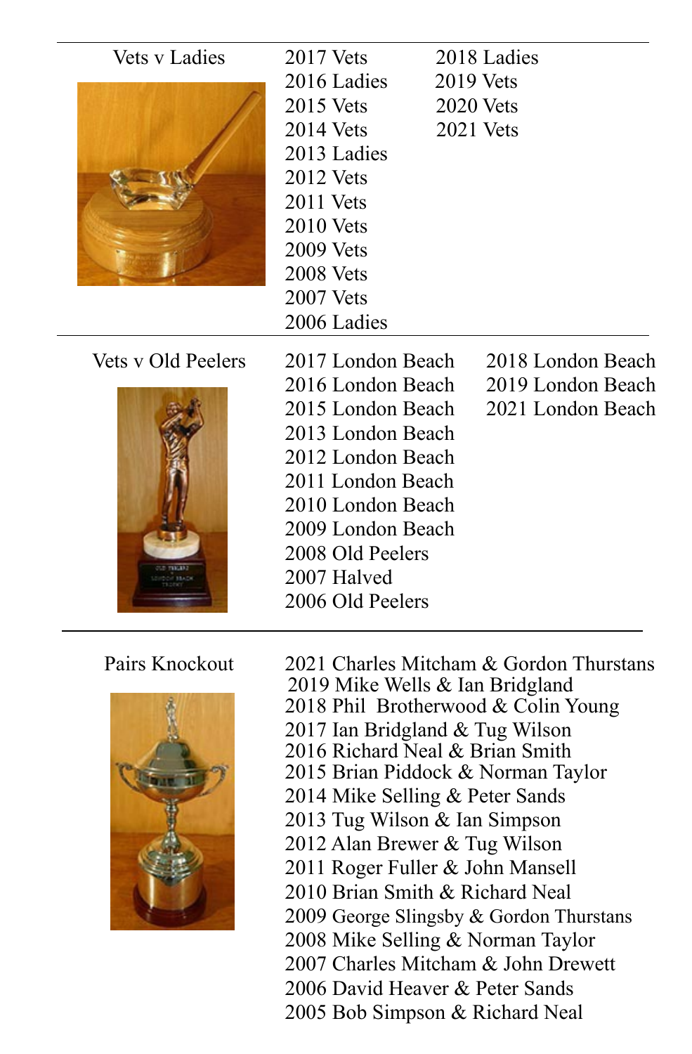## Vets v Ladies

2017 Vets
2016 Ladies
2015 Vets
2014 Vets
2013 Ladies
2012 Vets
2011 Vets
2010 Vets
2009 Vets
2008 Vets
2007 Vets
2006 Ladies

2018 Ladies
2019 Vets
2020 Vets
2021 Vets

## Vets v Old Peelers

2017 London Beach
2016 London Beach
2015 London Beach
2013 London Beach
2012 London Beach
2011 London Beach
2010 London Beach
2009 London Beach
2008 Old Peelers
2007 Halved
2006 Old Peelers

2018 London Beach
2019 London Beach
2021 London Beach

## Pairs Knockout

2021 Charles Mitcham & Gordon Thurstans
2019 Mike Wells & Ian Bridgland
2018 Phil Brotherwood & Colin Young
2017 Ian Bridgland & Tug Wilson
2016 Richard Neal & Brian Smith
2015 Brian Piddock & Norman Taylor
2014 Mike Selling & Peter Sands
2013 Tug Wilson & Ian Simpson
2012 Alan Brewer & Tug Wilson
2011 Roger Fuller & John Mansell
2010 Brian Smith & Richard Neal
2009 George Slingsby & Gordon Thurstans
2008 Mike Selling & Norman Taylor
2007 Charles Mitcham & John Drewett
2006 David Heaver & Peter Sands
2005 Bob Simpson & Richard Neal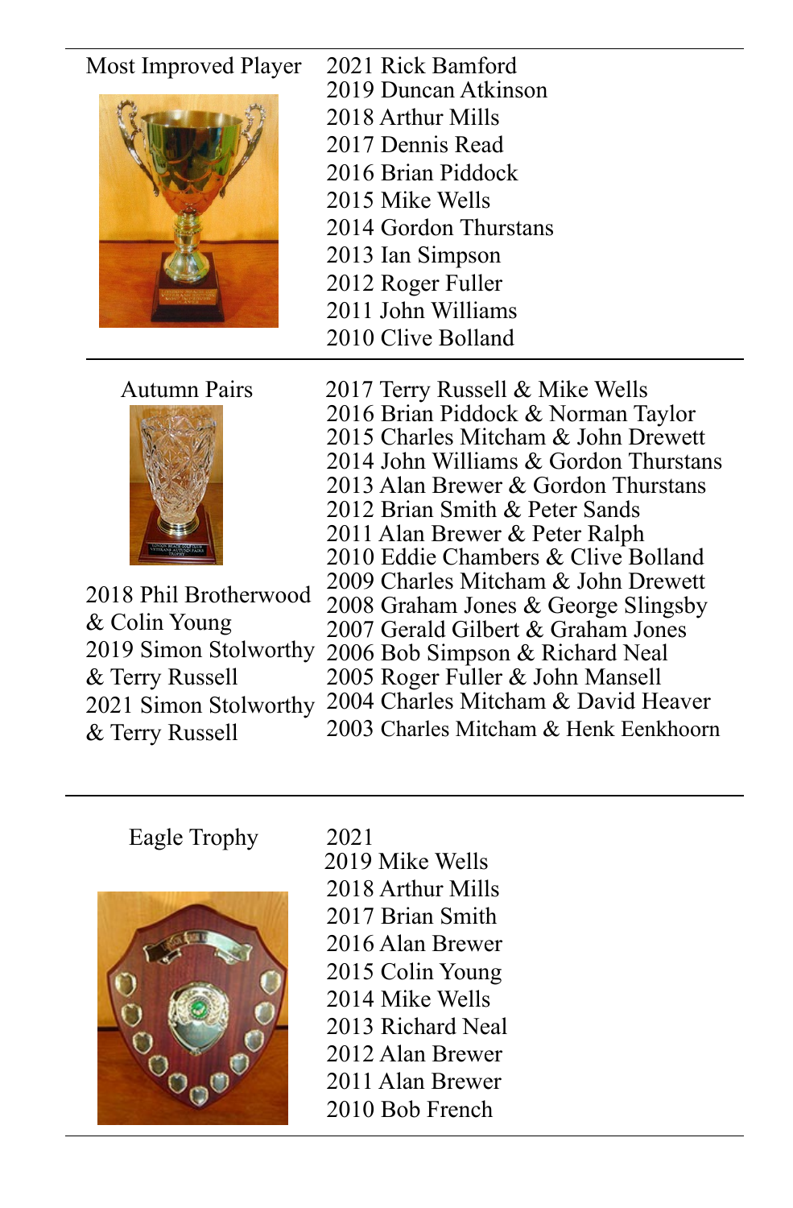## Most Improved Player

2021 Rick Bamford
2019 Duncan Atkinson
2018 Arthur Mills
2017 Dennis Read
2016 Brian Piddock
2015 Mike Wells
2014 Gordon Thurstans
2013 Ian Simpson
2012 Roger Fuller
2011 John Williams
2010 Clive Bolland

---

## Autumn Pairs

2021 Simon Stolworthy & Terry Russell
2019 Simon Stolworthy & Terry Russell
2018 Phil Brotherwood & Colin Young
2017 Terry Russell & Mike Wells
2016 Brian Piddock & Norman Taylor
2015 Charles Mitcham & John Drewett
2014 John Williams & Gordon Thurstans
2013 Alan Brewer & Gordon Thurstans
2012 Brian Smith & Peter Sands
2011 Alan Brewer & Peter Ralph
2010 Eddie Chambers & Clive Bolland
2009 Charles Mitcham & John Drewett
2008 Graham Jones & George Slingsby
2007 Gerald Gilbert & Graham Jones
2006 Bob Simpson & Richard Neal
2005 Roger Fuller & John Mansell
2004 Charles Mitcham & David Heaver
2003 Charles Mitcham & Henk Eenkhoorn

---

## Eagle Trophy

2021
2019 Mike Wells
2018 Arthur Mills
2017 Brian Smith
2016 Alan Brewer
2015 Colin Young
2014 Mike Wells
2013 Richard Neal
2012 Alan Brewer
2011 Alan Brewer
2010 Bob French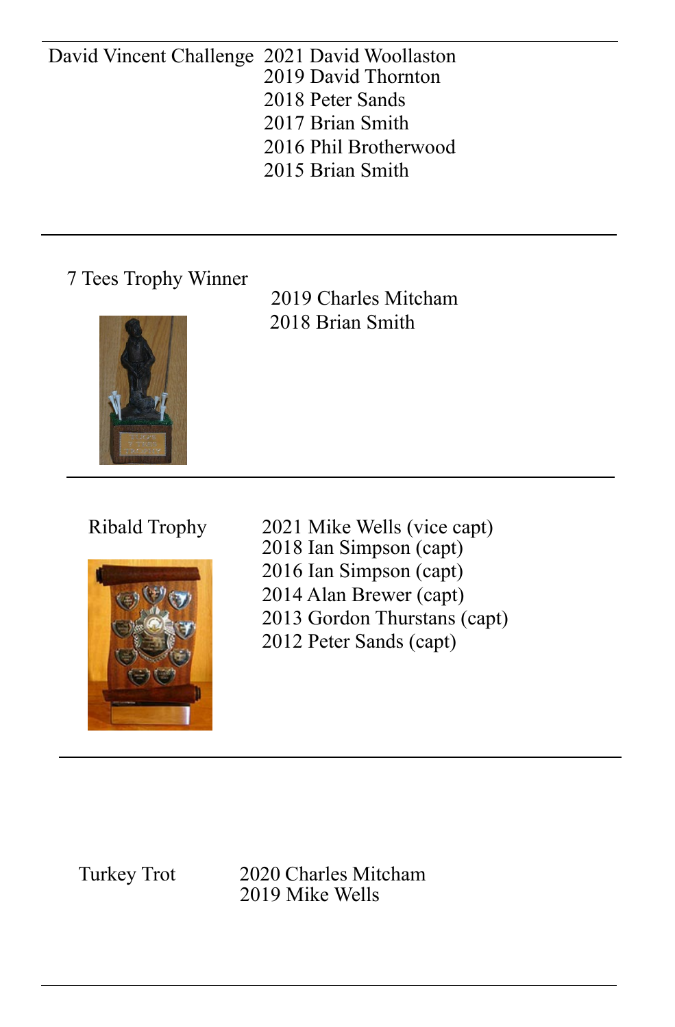| | |
|---|---|
| David Vincent Challenge | 2021 David Woollaston<br>2019 David Thornton<br>2018 Peter Sands<br>2017 Brian Smith<br>2016 Phil Brotherwood<br>2015 Brian Smith |
| 7 Tees Trophy Winner | 2019 Charles Mitcham<br>2018 Brian Smith |
| Ribald Trophy | 2021 Mike Wells (vice capt)<br>2018 Ian Simpson (capt)<br>2016 Ian Simpson (capt)<br>2014 Alan Brewer (capt)<br>2013 Gordon Thurstans (capt)<br>2012 Peter Sands (capt) |
| Turkey Trot | 2020 Charles Mitcham<br>2019 Mike Wells |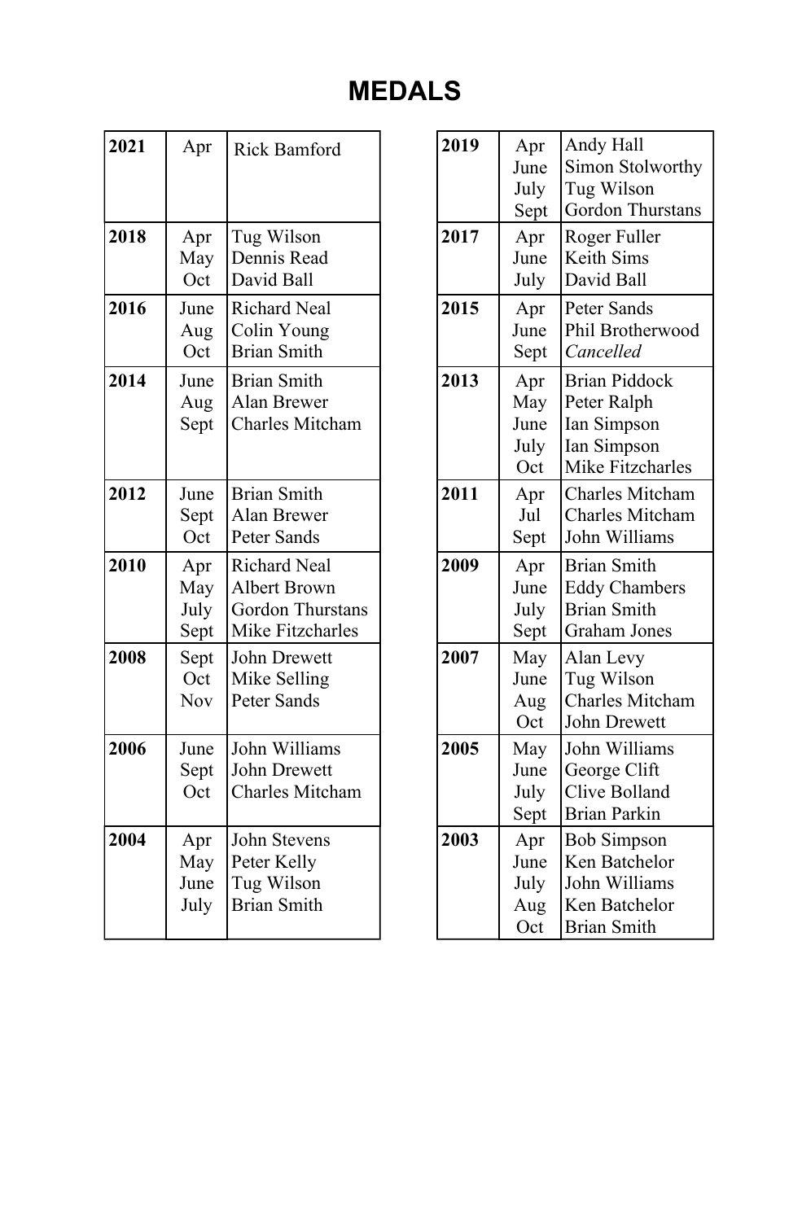# MEDALS

| | | |
|---|---|---|
| **2021** | Apr | Rick Bamford |
| **2018** | Apr | Tug Wilson |
| | May | Dennis Read |
| | Oct | David Ball |
| **2016** | June | Richard Neal |
| | Aug | Colin Young |
| | Oct | Brian Smith |
| **2014** | June | Brian Smith |
| | Aug | Alan Brewer |
| | Sept | Charles Mitcham |
| **2012** | June | Brian Smith |
| | Sept | Alan Brewer |
| | Oct | Peter Sands |
| **2010** | Apr | Richard Neal |
| | May | Albert Brown |
| | July | Gordon Thurstans |
| | Sept | Mike Fitzcharles |
| **2008** | Sept | John Drewett |
| | Oct | Mike Selling |
| | Nov | Peter Sands |
| **2006** | June | John Williams |
| | Sept | John Drewett |
| | Oct | Charles Mitcham |
| **2004** | Apr | John Stevens |
| | May | Peter Kelly |
| | June | Tug Wilson |
| | July | Brian Smith |

| | | |
|---|---|---|
| **2019** | Apr | Andy Hall |
| | June | Simon Stolworthy |
| | July | Tug Wilson |
| | Sept | Gordon Thurstans |
| **2017** | Apr | Roger Fuller |
| | June | Keith Sims |
| | July | David Ball |
| **2015** | Apr | Peter Sands |
| | June | Phil Brotherwood |
| | Sept | *Cancelled* |
| **2013** | Apr | Brian Piddock |
| | May | Peter Ralph |
| | June | Ian Simpson |
| | July | Ian Simpson |
| | Oct | Mike Fitzcharles |
| **2011** | Apr | Charles Mitcham |
| | Jul | Charles Mitcham |
| | Sept | John Williams |
| **2009** | Apr | Brian Smith |
| | June | Eddy Chambers |
| | July | Brian Smith |
| | Sept | Graham Jones |
| **2007** | May | Alan Levy |
| | June | Tug Wilson |
| | Aug | Charles Mitcham |
| | Oct | John Drewett |
| **2005** | May | John Williams |
| | June | George Clift |
| | July | Clive Bolland |
| | Sept | Brian Parkin |
| **2003** | Apr | Bob Simpson |
| | June | Ken Batchelor |
| | July | John Williams |
| | Aug | Ken Batchelor |
| | Oct | Brian Smith |